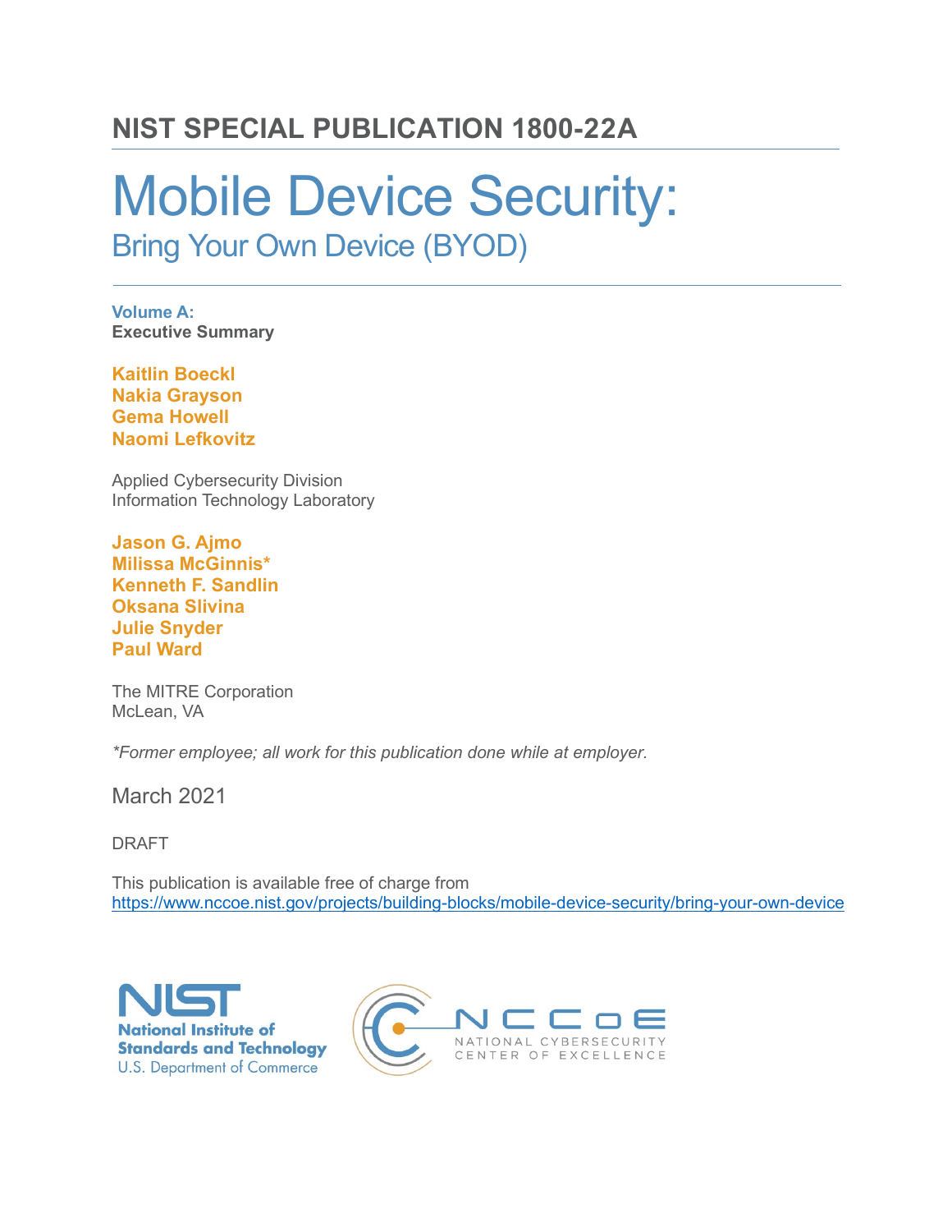# NIST SPECIAL PUBLICATION 1800-22A

# Mobile Device Security:

## Bring Your Own Device (BYOD)

**Volume A:**
**Executive Summary**

**Kaitlin Boeckl**
**Nakia Grayson**
**Gema Howell**
**Naomi Lefkovitz**

Applied Cybersecurity Division
Information Technology Laboratory

**Jason G. Ajmo**
**Milissa McGinnis***
**Kenneth F. Sandlin**
**Oksana Slivina**
**Julie Snyder**
**Paul Ward**

The MITRE Corporation
McLean, VA

*\*Former employee; all work for this publication done while at employer.*

March 2021

DRAFT

This publication is available free of charge from
https://www.nccoe.nist.gov/projects/building-blocks/mobile-device-security/bring-your-own-device

NIST
National Institute of Standards and Technology
U.S. Department of Commerce

NCCoE
NATIONAL CYBERSECURITY CENTER OF EXCELLENCE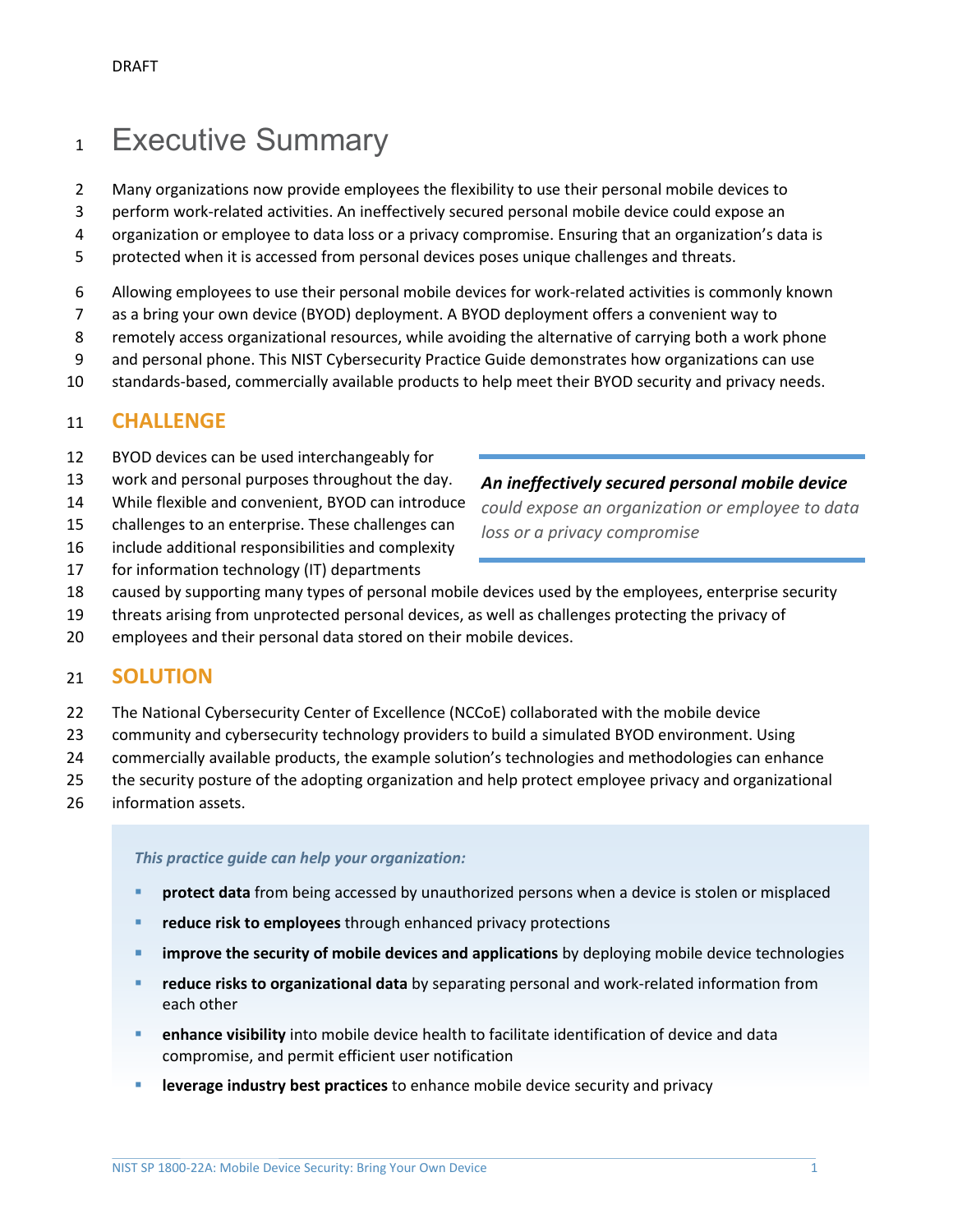# Executive Summary

Many organizations now provide employees the flexibility to use their personal mobile devices to perform work-related activities. An ineffectively secured personal mobile device could expose an organization or employee to data loss or a privacy compromise. Ensuring that an organization's data is protected when it is accessed from personal devices poses unique challenges and threats.

Allowing employees to use their personal mobile devices for work-related activities is commonly known as a bring your own device (BYOD) deployment. A BYOD deployment offers a convenient way to remotely access organizational resources, while avoiding the alternative of carrying both a work phone and personal phone. This NIST Cybersecurity Practice Guide demonstrates how organizations can use standards-based, commercially available products to help meet their BYOD security and privacy needs.

## CHALLENGE

BYOD devices can be used interchangeably for work and personal purposes throughout the day. While flexible and convenient, BYOD can introduce challenges to an enterprise. These challenges can include additional responsibilities and complexity for information technology (IT) departments caused by supporting many types of personal mobile devices used by the employees, enterprise security threats arising from unprotected personal devices, as well as challenges protecting the privacy of employees and their personal data stored on their mobile devices.

> ***An ineffectively secured personal mobile device*** *could expose an organization or employee to data loss or a privacy compromise*

## SOLUTION

The National Cybersecurity Center of Excellence (NCCoE) collaborated with the mobile device community and cybersecurity technology providers to build a simulated BYOD environment. Using commercially available products, the example solution's technologies and methodologies can enhance the security posture of the adopting organization and help protect employee privacy and organizational information assets.

***This practice guide can help your organization:***

- **protect data** from being accessed by unauthorized persons when a device is stolen or misplaced
- **reduce risk to employees** through enhanced privacy protections
- **improve the security of mobile devices and applications** by deploying mobile device technologies
- **reduce risks to organizational data** by separating personal and work-related information from each other
- **enhance visibility** into mobile device health to facilitate identification of device and data compromise, and permit efficient user notification
- **leverage industry best practices** to enhance mobile device security and privacy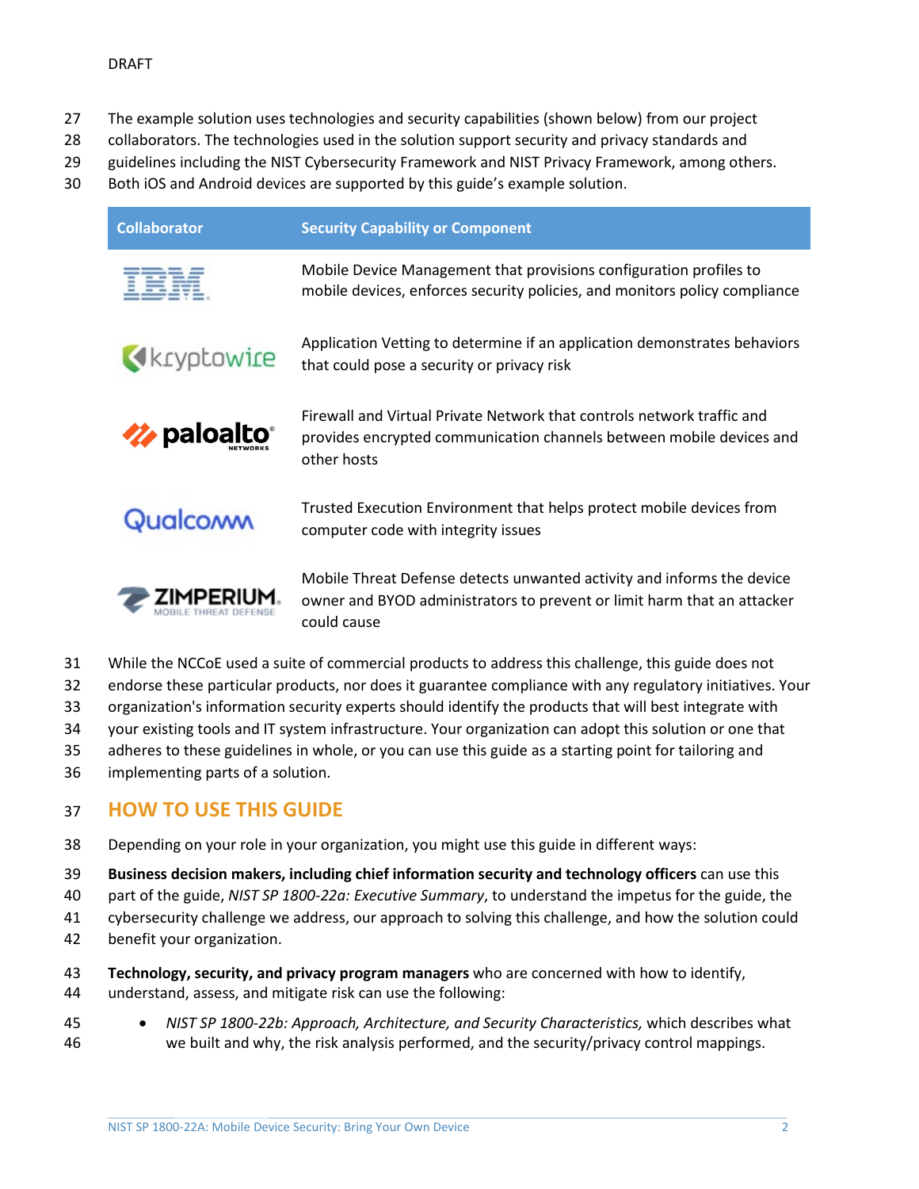The example solution uses technologies and security capabilities (shown below) from our project collaborators. The technologies used in the solution support security and privacy standards and guidelines including the NIST Cybersecurity Framework and NIST Privacy Framework, among others. Both iOS and Android devices are supported by this guide's example solution.

| Collaborator | Security Capability or Component |
| --- | --- |
| IBM | Mobile Device Management that provisions configuration profiles to mobile devices, enforces security policies, and monitors policy compliance |
| kryptowire | Application Vetting to determine if an application demonstrates behaviors that could pose a security or privacy risk |
| paloalto NETWORKS | Firewall and Virtual Private Network that controls network traffic and provides encrypted communication channels between mobile devices and other hosts |
| Qualcomm | Trusted Execution Environment that helps protect mobile devices from computer code with integrity issues |
| ZIMPERIUM MOBILE THREAT DEFENSE | Mobile Threat Defense detects unwanted activity and informs the device owner and BYOD administrators to prevent or limit harm that an attacker could cause |

While the NCCoE used a suite of commercial products to address this challenge, this guide does not endorse these particular products, nor does it guarantee compliance with any regulatory initiatives. Your organization's information security experts should identify the products that will best integrate with your existing tools and IT system infrastructure. Your organization can adopt this solution or one that adheres to these guidelines in whole, or you can use this guide as a starting point for tailoring and implementing parts of a solution.

## HOW TO USE THIS GUIDE

Depending on your role in your organization, you might use this guide in different ways:

**Business decision makers, including chief information security and technology officers** can use this part of the guide, *NIST SP 1800-22a: Executive Summary*, to understand the impetus for the guide, the cybersecurity challenge we address, our approach to solving this challenge, and how the solution could benefit your organization.

**Technology, security, and privacy program managers** who are concerned with how to identify, understand, assess, and mitigate risk can use the following:

- *NIST SP 1800-22b: Approach, Architecture, and Security Characteristics,* which describes what we built and why, the risk analysis performed, and the security/privacy control mappings.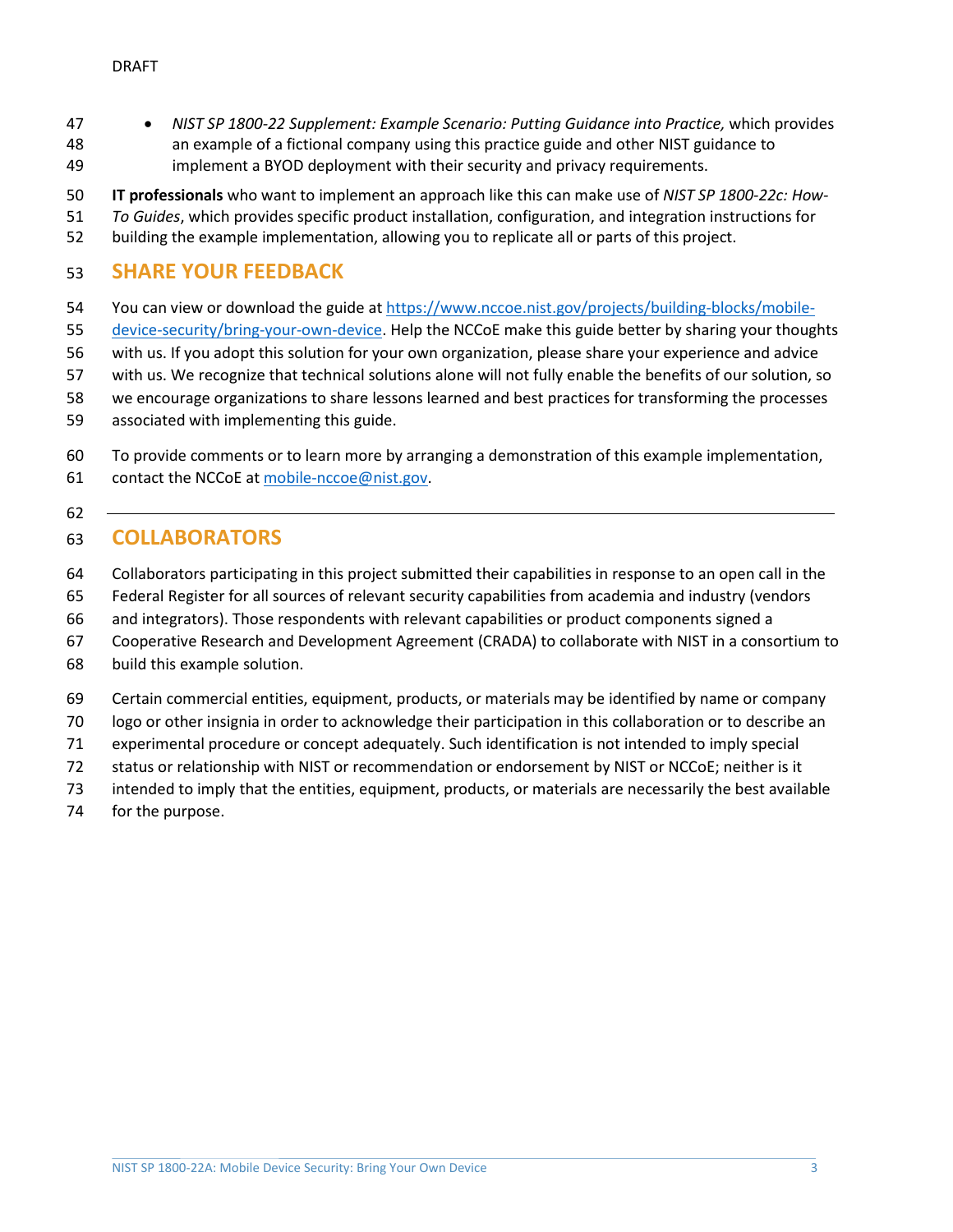- *NIST SP 1800-22 Supplement: Example Scenario: Putting Guidance into Practice,* which provides an example of a fictional company using this practice guide and other NIST guidance to implement a BYOD deployment with their security and privacy requirements.

**IT professionals** who want to implement an approach like this can make use of *NIST SP 1800-22c: How-To Guides*, which provides specific product installation, configuration, and integration instructions for building the example implementation, allowing you to replicate all or parts of this project.

## SHARE YOUR FEEDBACK

You can view or download the guide at [https://www.nccoe.nist.gov/projects/building-blocks/mobile-device-security/bring-your-own-device](https://www.nccoe.nist.gov/projects/building-blocks/mobile-device-security/bring-your-own-device). Help the NCCoE make this guide better by sharing your thoughts with us. If you adopt this solution for your own organization, please share your experience and advice with us. We recognize that technical solutions alone will not fully enable the benefits of our solution, so we encourage organizations to share lessons learned and best practices for transforming the processes associated with implementing this guide.

To provide comments or to learn more by arranging a demonstration of this example implementation, contact the NCCoE at [mobile-nccoe@nist.gov](mailto:mobile-nccoe@nist.gov).

---

## COLLABORATORS

Collaborators participating in this project submitted their capabilities in response to an open call in the Federal Register for all sources of relevant security capabilities from academia and industry (vendors and integrators). Those respondents with relevant capabilities or product components signed a Cooperative Research and Development Agreement (CRADA) to collaborate with NIST in a consortium to build this example solution.

Certain commercial entities, equipment, products, or materials may be identified by name or company logo or other insignia in order to acknowledge their participation in this collaboration or to describe an experimental procedure or concept adequately. Such identification is not intended to imply special status or relationship with NIST or recommendation or endorsement by NIST or NCCoE; neither is it intended to imply that the entities, equipment, products, or materials are necessarily the best available for the purpose.